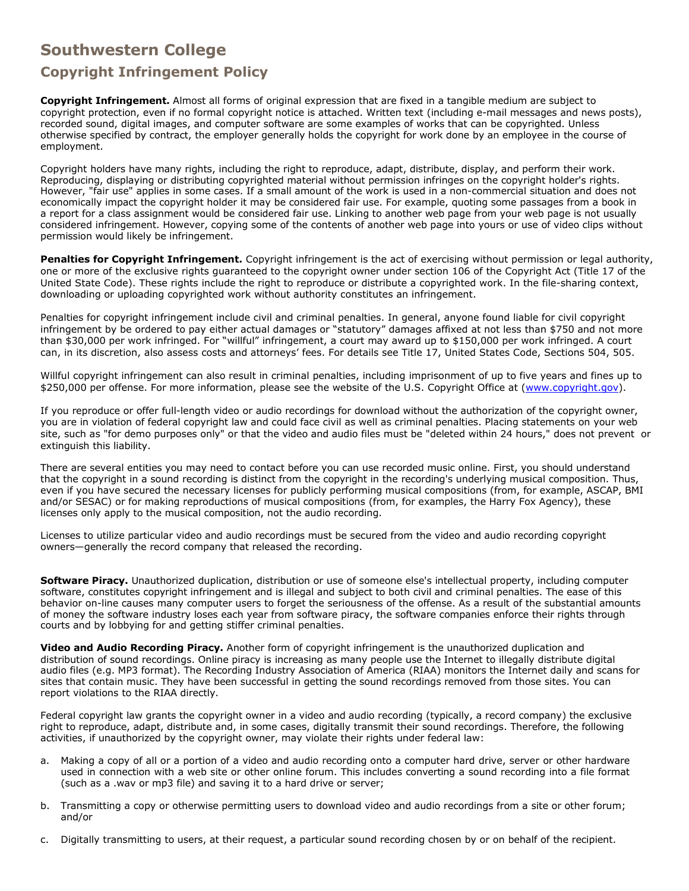# Southwestern College

## Copyright Infringement Policy

**Copyright Infringement.** Almost all forms of original expression that are fixed in a tangible medium are subject to copyright protection, even if no formal copyright notice is attached. Written text (including e-mail messages and news posts), recorded sound, digital images, and computer software are some examples of works that can be copyrighted. Unless otherwise specified by contract, the employer generally holds the copyright for work done by an employee in the course of employment.

Copyright holders have many rights, including the right to reproduce, adapt, distribute, display, and perform their work. Reproducing, displaying or distributing copyrighted material without permission infringes on the copyright holder's rights. However, "fair use" applies in some cases. If a small amount of the work is used in a non-commercial situation and does not economically impact the copyright holder it may be considered fair use. For example, quoting some passages from a book in a report for a class assignment would be considered fair use. Linking to another web page from your web page is not usually considered infringement. However, copying some of the contents of another web page into yours or use of video clips without permission would likely be infringement.

**Penalties for Copyright Infringement.** Copyright infringement is the act of exercising without permission or legal authority, one or more of the exclusive rights guaranteed to the copyright owner under section 106 of the Copyright Act (Title 17 of the United State Code). These rights include the right to reproduce or distribute a copyrighted work. In the file-sharing context, downloading or uploading copyrighted work without authority constitutes an infringement.

Penalties for copyright infringement include civil and criminal penalties. In general, anyone found liable for civil copyright infringement by be ordered to pay either actual damages or "statutory" damages affixed at not less than $750 and not more than $30,000 per work infringed. For "willful" infringement, a court may award up to $150,000 per work infringed. A court can, in its discretion, also assess costs and attorneys' fees. For details see Title 17, United States Code, Sections 504, 505.

Willful copyright infringement can also result in criminal penalties, including imprisonment of up to five years and fines up to $250,000 per offense. For more information, please see the website of the U.S. Copyright Office at (www.copyright.gov).

If you reproduce or offer full-length video or audio recordings for download without the authorization of the copyright owner, you are in violation of federal copyright law and could face civil as well as criminal penalties. Placing statements on your web site, such as "for demo purposes only" or that the video and audio files must be "deleted within 24 hours," does not prevent or extinguish this liability.

There are several entities you may need to contact before you can use recorded music online. First, you should understand that the copyright in a sound recording is distinct from the copyright in the recording's underlying musical composition. Thus, even if you have secured the necessary licenses for publicly performing musical compositions (from, for example, ASCAP, BMI and/or SESAC) or for making reproductions of musical compositions (from, for examples, the Harry Fox Agency), these licenses only apply to the musical composition, not the audio recording.

Licenses to utilize particular video and audio recordings must be secured from the video and audio recording copyright owners—generally the record company that released the recording.

**Software Piracy.** Unauthorized duplication, distribution or use of someone else's intellectual property, including computer software, constitutes copyright infringement and is illegal and subject to both civil and criminal penalties. The ease of this behavior on-line causes many computer users to forget the seriousness of the offense. As a result of the substantial amounts of money the software industry loses each year from software piracy, the software companies enforce their rights through courts and by lobbying for and getting stiffer criminal penalties.

**Video and Audio Recording Piracy.** Another form of copyright infringement is the unauthorized duplication and distribution of sound recordings. Online piracy is increasing as many people use the Internet to illegally distribute digital audio files (e.g. MP3 format). The Recording Industry Association of America (RIAA) monitors the Internet daily and scans for sites that contain music. They have been successful in getting the sound recordings removed from those sites. You can report violations to the RIAA directly.

Federal copyright law grants the copyright owner in a video and audio recording (typically, a record company) the exclusive right to reproduce, adapt, distribute and, in some cases, digitally transmit their sound recordings. Therefore, the following activities, if unauthorized by the copyright owner, may violate their rights under federal law:

a. Making a copy of all or a portion of a video and audio recording onto a computer hard drive, server or other hardware used in connection with a web site or other online forum. This includes converting a sound recording into a file format (such as a .wav or mp3 file) and saving it to a hard drive or server;

b. Transmitting a copy or otherwise permitting users to download video and audio recordings from a site or other forum; and/or

c. Digitally transmitting to users, at their request, a particular sound recording chosen by or on behalf of the recipient.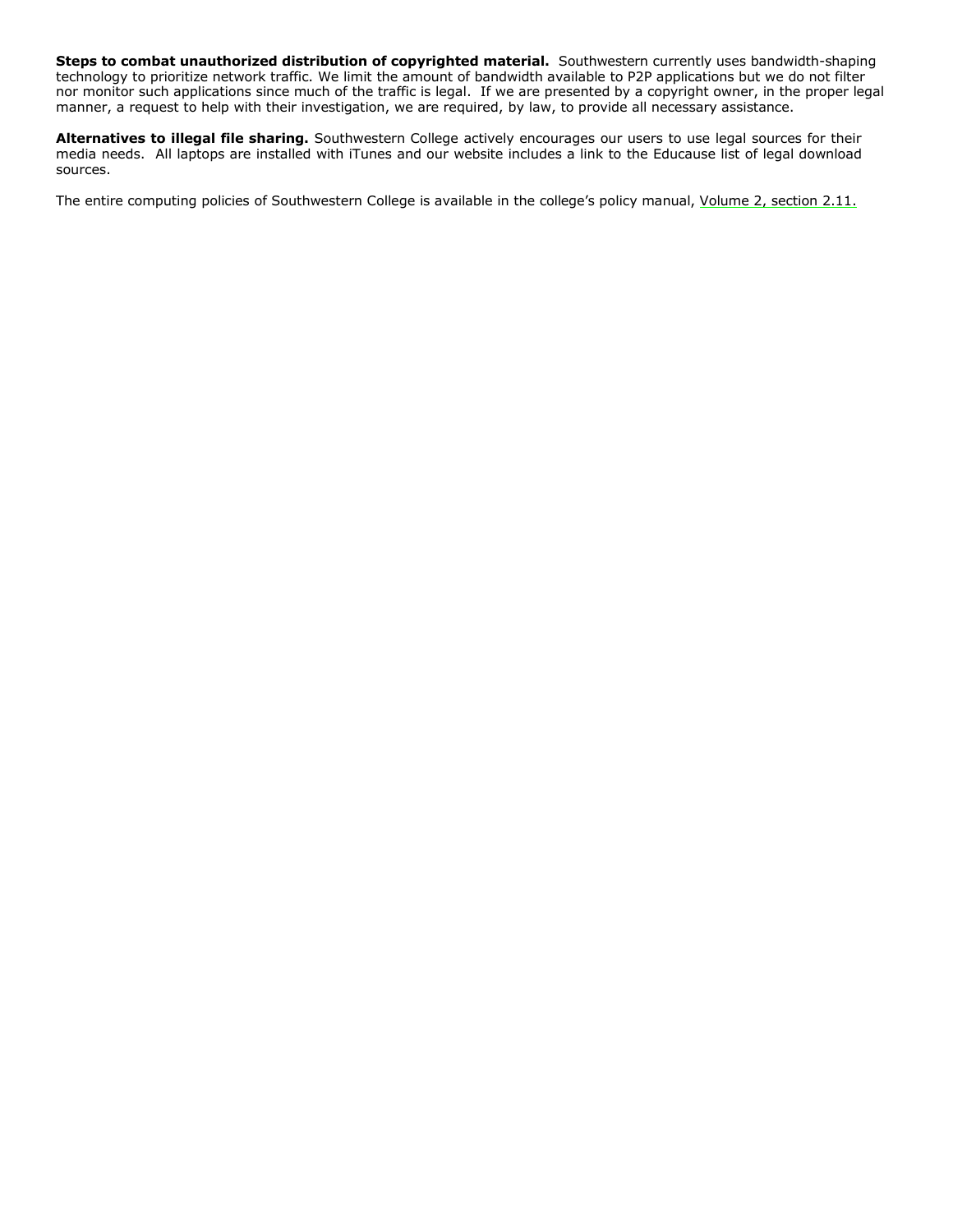**Steps to combat unauthorized distribution of copyrighted material.** Southwestern currently uses bandwidth-shaping technology to prioritize network traffic. We limit the amount of bandwidth available to P2P applications but we do not filter nor monitor such applications since much of the traffic is legal. If we are presented by a copyright owner, in the proper legal manner, a request to help with their investigation, we are required, by law, to provide all necessary assistance.

**Alternatives to illegal file sharing.** Southwestern College actively encourages our users to use legal sources for their media needs. All laptops are installed with iTunes and our website includes a link to the Educause list of legal download sources.

The entire computing policies of Southwestern College is available in the college's policy manual, Volume 2, section 2.11.